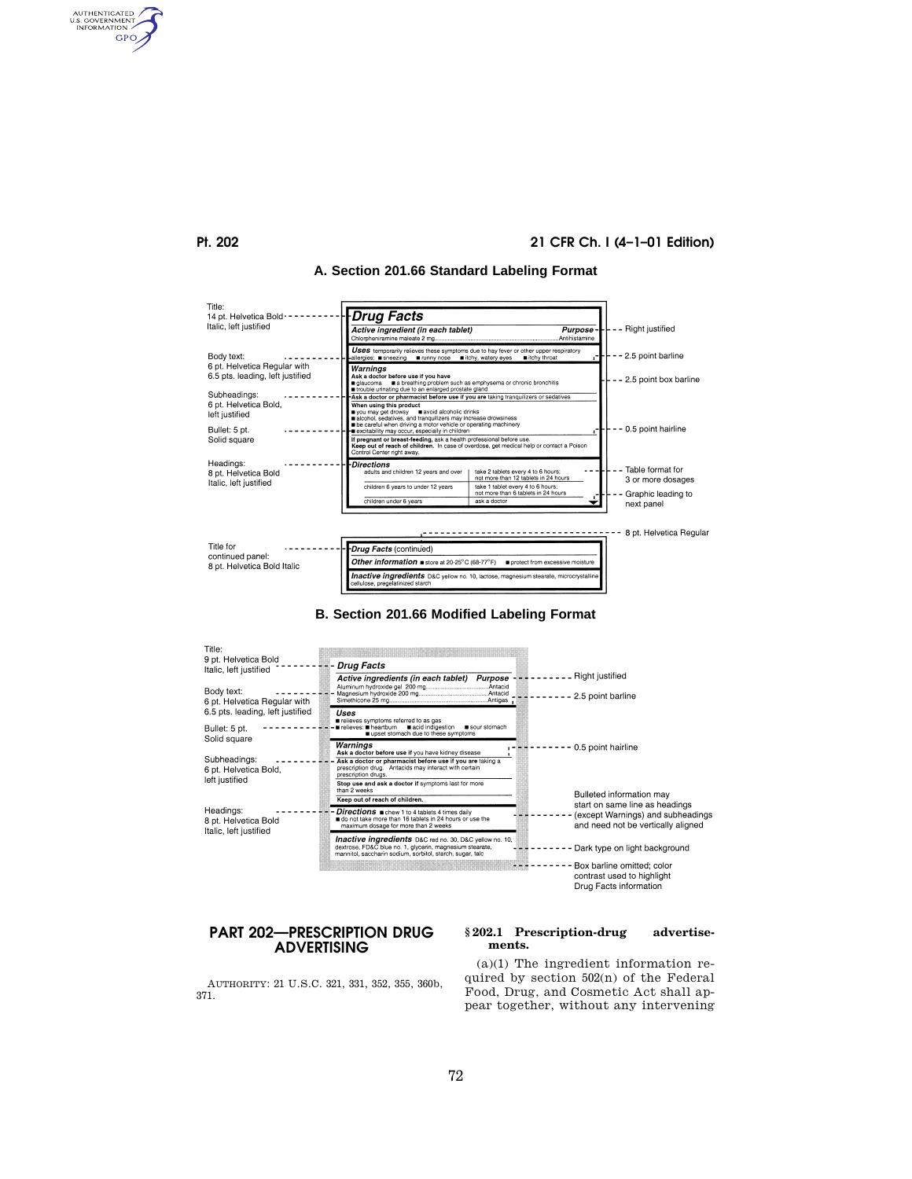## A. Section 201.66 Standard Labeling Format

Title:
14 pt. Helvetica Bold Italic, left justified

Body text:
6 pt. Helvetica Regular with 6.5 pts. leading, left justified

Subheadings:
6 pt. Helvetica Bold, left justified

Bullet: 5 pt. Solid square

Headings:
8 pt. Helvetica Bold Italic, left justified

Right justified

2.5 point barline

2.5 point box barline

0.5 point hairline

Table format for 3 or more dosages

Graphic leading to next panel

8 pt. Helvetica Regular

Title for continued panel:
8 pt. Helvetica Bold Italic

***Drug Facts***

***Active ingredient (in each tablet)*** ***Purpose***
Chlorpheniramine maleate 2 mg....................Antihistamine

***Uses*** temporarily relieves these symptoms due to hay fever or other upper respiratory allergies: ■ sneezing ■ runny nose ■ itchy, watery eyes ■ itchy throat

***Warnings***
**Ask a doctor before use if you have**
■ glaucoma ■ a breathing problem such as emphysema or chronic bronchitis
■ trouble urinating due to an enlarged prostate gland
**Ask a doctor or pharmacist before use if you are** taking tranquilizers or sedatives
**When using this product**
■ you may get drowsy ■ avoid alcoholic drinks
■ alcohol, sedatives, and tranquilizers may increase drowsiness
■ be careful when driving a motor vehicle or operating machinery
■ excitability may occur, especially in children
**If pregnant or breast-feeding,** ask a health professional before use.
**Keep out of reach of children.** In case of overdose, get medical help or contact a Poison Control Center right away.

***Directions***

| | |
|---|---|
| adults and children 12 years and over | take 2 tablets every 4 to 6 hours; not more than 12 tablets in 24 hours |
| children 6 years to under 12 years | take 1 tablet every 4 to 6 hours; not more than 6 tablets in 24 hours |
| children under 6 years | ask a doctor |

***Drug Facts*** (continued)

***Other information*** ■ store at 20-25°C (68-77°F) ■ protect from excessive moisture

***Inactive ingredients*** D&C yellow no. 10, lactose, magnesium stearate, microcrystalline cellulose, pregelatinized starch

## B. Section 201.66 Modified Labeling Format

Title:
9 pt. Helvetica Bold Italic, left justified

Body text:
6 pt. Helvetica Regular with 6.5 pts. leading, left justified

Bullet: 5 pt. Solid square

Subheadings:
6 pt. Helvetica Bold, left justified

Headings:
8 pt. Helvetica Bold Italic, left justified

Right justified

2.5 point barline

0.5 point hairline

Bulleted information may start on same line as headings (except Warnings) and subheadings and need not be vertically aligned

Dark type on light background

Box barline omitted; color contrast used to highlight Drug Facts information

***Drug Facts***

***Active ingredients (in each tablet)*** ***Purpose***
Aluminum hydroxide gel 200 mg....................Antacid
Magnesium hydroxide 200 mg....................Antacid
Simethicone 25 mg....................Antigas

***Uses***
■ relieves symptoms referred to as gas
■ relieves: ■ heartburn ■ acid indigestion ■ sour stomach
■ upset stomach due to these symptoms

***Warnings***
**Ask a doctor before use if** you have kidney disease
**Ask a doctor or pharmacist before use if you are** taking a prescription drug. Antacids may interact with certain prescription drugs.
**Stop use and ask a doctor if** symptoms last for more than 2 weeks
**Keep out of reach of children.**

***Directions*** ■ chew 1 to 4 tablets 4 times daily
■ do not take more than 16 tablets in 24 hours or use the maximum dosage for more than 2 weeks

***Inactive ingredients*** D&C red no. 30, D&C yellow no. 10, dextrose, FD&C blue no. 1, glycerin, magnesium stearate, mannitol, saccharin sodium, sorbitol, starch, sugar, talc

# PART 202—PRESCRIPTION DRUG ADVERTISING

AUTHORITY: 21 U.S.C. 321, 331, 352, 355, 360b, 371.

### § 202.1 Prescription-drug advertisements.

(a)(1) The ingredient information required by section 502(n) of the Federal Food, Drug, and Cosmetic Act shall appear together, without any intervening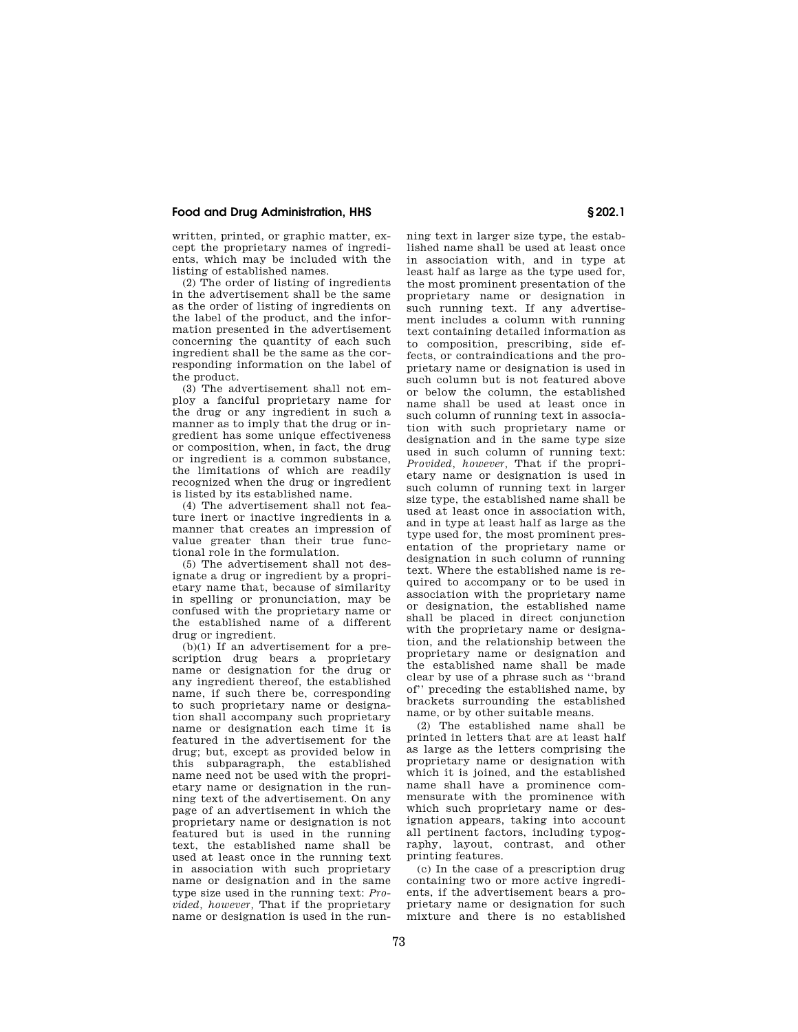written, printed, or graphic matter, except the proprietary names of ingredients, which may be included with the listing of established names.

(2) The order of listing of ingredients in the advertisement shall be the same as the order of listing of ingredients on the label of the product, and the information presented in the advertisement concerning the quantity of each such ingredient shall be the same as the corresponding information on the label of the product.

(3) The advertisement shall not employ a fanciful proprietary name for the drug or any ingredient in such a manner as to imply that the drug or ingredient has some unique effectiveness or composition, when, in fact, the drug or ingredient is a common substance, the limitations of which are readily recognized when the drug or ingredient is listed by its established name.

(4) The advertisement shall not feature inert or inactive ingredients in a manner that creates an impression of value greater than their true functional role in the formulation.

(5) The advertisement shall not designate a drug or ingredient by a proprietary name that, because of similarity in spelling or pronunciation, may be confused with the proprietary name or the established name of a different drug or ingredient.

(b)(1) If an advertisement for a prescription drug bears a proprietary name or designation for the drug or any ingredient thereof, the established name, if such there be, corresponding to such proprietary name or designation shall accompany such proprietary name or designation each time it is featured in the advertisement for the drug; but, except as provided below in this subparagraph, the established name need not be used with the proprietary name or designation in the running text of the advertisement. On any page of an advertisement in which the proprietary name or designation is not featured but is used in the running text, the established name shall be used at least once in the running text in association with such proprietary name or designation and in the same type size used in the running text: *Provided, however,* That if the proprietary name or designation is used in the running text in larger size type, the established name shall be used at least once in association with, and in type at least half as large as the type used for, the most prominent presentation of the proprietary name or designation in such running text. If any advertisement includes a column with running text containing detailed information as to composition, prescribing, side effects, or contraindications and the proprietary name or designation is used in such column but is not featured above or below the column, the established name shall be used at least once in such column of running text in association with such proprietary name or designation and in the same type size used in such column of running text: *Provided, however,* That if the proprietary name or designation is used in such column of running text in larger size type, the established name shall be used at least once in association with, and in type at least half as large as the type used for, the most prominent presentation of the proprietary name or designation in such column of running text. Where the established name is required to accompany or to be used in association with the proprietary name or designation, the established name shall be placed in direct conjunction with the proprietary name or designation, and the relationship between the proprietary name or designation and the established name shall be made clear by use of a phrase such as ''brand of'' preceding the established name, by brackets surrounding the established name, or by other suitable means.

(2) The established name shall be printed in letters that are at least half as large as the letters comprising the proprietary name or designation with which it is joined, and the established name shall have a prominence commensurate with the prominence with which such proprietary name or designation appears, taking into account all pertinent factors, including typography, layout, contrast, and other printing features.

(c) In the case of a prescription drug containing two or more active ingredients, if the advertisement bears a proprietary name or designation for such mixture and there is no established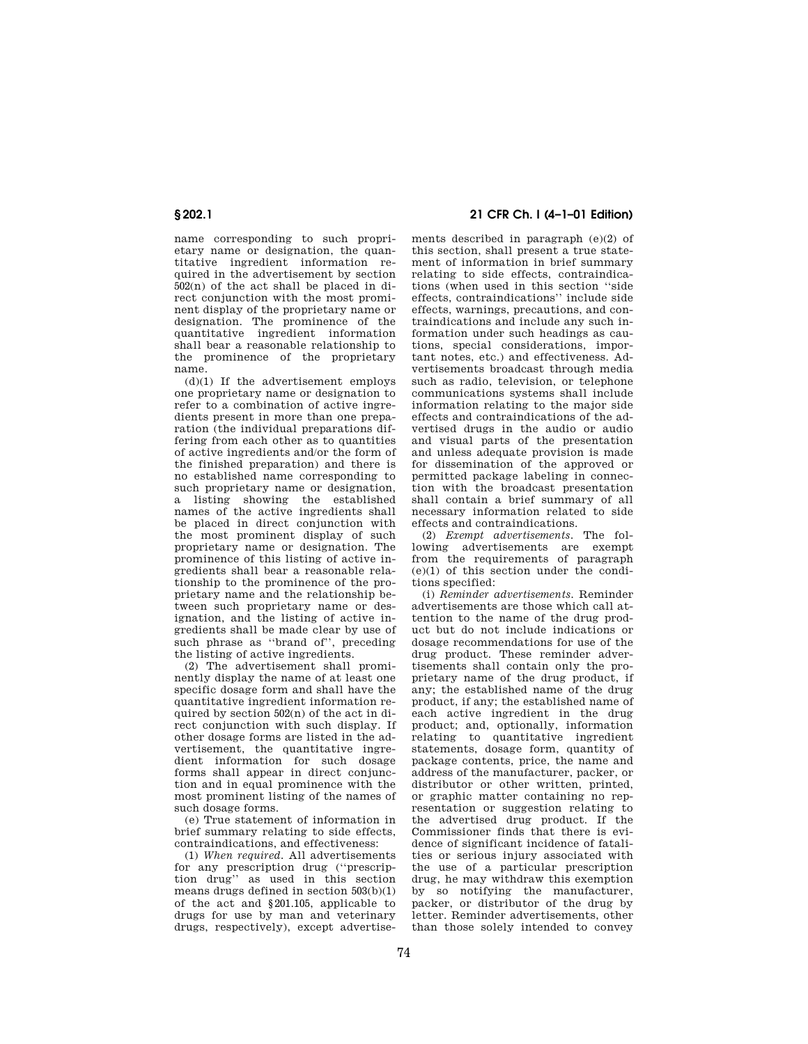name corresponding to such proprietary name or designation, the quantitative ingredient information required in the advertisement by section 502(n) of the act shall be placed in direct conjunction with the most prominent display of the proprietary name or designation. The prominence of the quantitative ingredient information shall bear a reasonable relationship to the prominence of the proprietary name.

(d)(1) If the advertisement employs one proprietary name or designation to refer to a combination of active ingredients present in more than one preparation (the individual preparations differing from each other as to quantities of active ingredients and/or the form of the finished preparation) and there is no established name corresponding to such proprietary name or designation, a listing showing the established names of the active ingredients shall be placed in direct conjunction with the most prominent display of such proprietary name or designation. The prominence of this listing of active ingredients shall bear a reasonable relationship to the prominence of the proprietary name and the relationship between such proprietary name or designation, and the listing of active ingredients shall be made clear by use of such phrase as ''brand of'', preceding the listing of active ingredients.

(2) The advertisement shall prominently display the name of at least one specific dosage form and shall have the quantitative ingredient information required by section 502(n) of the act in direct conjunction with such display. If other dosage forms are listed in the advertisement, the quantitative ingredient information for such dosage forms shall appear in direct conjunction and in equal prominence with the most prominent listing of the names of such dosage forms.

(e) True statement of information in brief summary relating to side effects, contraindications, and effectiveness:

(1) *When required.* All advertisements for any prescription drug (''prescription drug'' as used in this section means drugs defined in section 503(b)(1) of the act and §201.105, applicable to drugs for use by man and veterinary drugs, respectively), except advertisements described in paragraph (e)(2) of this section, shall present a true statement of information in brief summary relating to side effects, contraindications (when used in this section ''side effects, contraindications'' include side effects, warnings, precautions, and contraindications and include any such information under such headings as cautions, special considerations, important notes, etc.) and effectiveness. Advertisements broadcast through media such as radio, television, or telephone communications systems shall include information relating to the major side effects and contraindications of the advertised drugs in the audio or audio and visual parts of the presentation and unless adequate provision is made for dissemination of the approved or permitted package labeling in connection with the broadcast presentation shall contain a brief summary of all necessary information related to side effects and contraindications.

(2) *Exempt advertisements.* The following advertisements are exempt from the requirements of paragraph (e)(1) of this section under the conditions specified:

(i) *Reminder advertisements.* Reminder advertisements are those which call attention to the name of the drug product but do not include indications or dosage recommendations for use of the drug product. These reminder advertisements shall contain only the proprietary name of the drug product, if any; the established name of the drug product, if any; the established name of each active ingredient in the drug product; and, optionally, information relating to quantitative ingredient statements, dosage form, quantity of package contents, price, the name and address of the manufacturer, packer, or distributor or other written, printed, or graphic matter containing no representation or suggestion relating to the advertised drug product. If the Commissioner finds that there is evidence of significant incidence of fatalities or serious injury associated with the use of a particular prescription drug, he may withdraw this exemption by so notifying the manufacturer, packer, or distributor of the drug by letter. Reminder advertisements, other than those solely intended to convey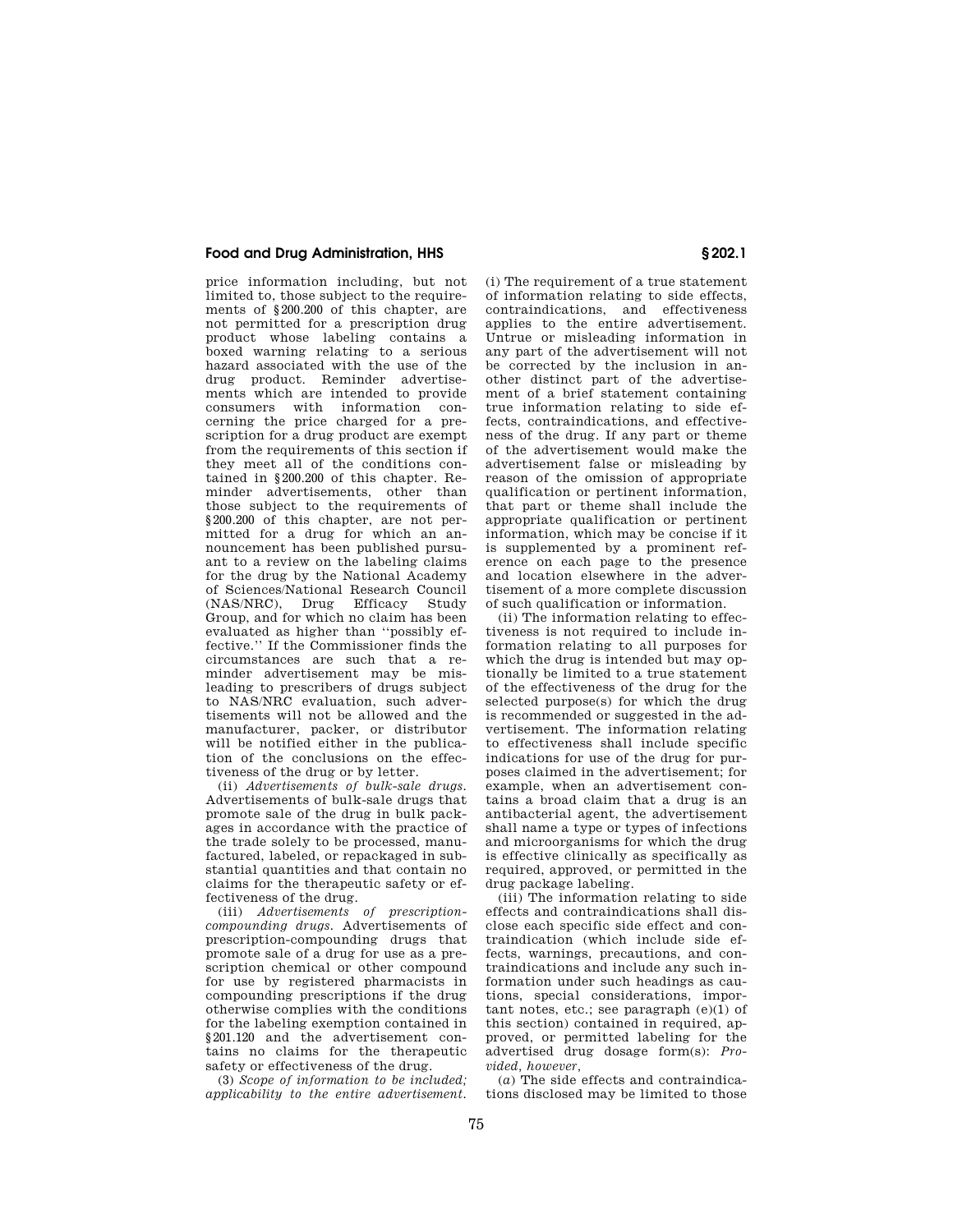price information including, but not limited to, those subject to the requirements of §200.200 of this chapter, are not permitted for a prescription drug product whose labeling contains a boxed warning relating to a serious hazard associated with the use of the drug product. Reminder advertisements which are intended to provide consumers with information concerning the price charged for a prescription for a drug product are exempt from the requirements of this section if they meet all of the conditions contained in §200.200 of this chapter. Reminder advertisements, other than those subject to the requirements of §200.200 of this chapter, are not permitted for a drug for which an announcement has been published pursuant to a review on the labeling claims for the drug by the National Academy of Sciences/National Research Council (NAS/NRC), Drug Efficacy Study Group, and for which no claim has been evaluated as higher than ''possibly effective.'' If the Commissioner finds the circumstances are such that a reminder advertisement may be misleading to prescribers of drugs subject to NAS/NRC evaluation, such advertisements will not be allowed and the manufacturer, packer, or distributor will be notified either in the publication of the conclusions on the effectiveness of the drug or by letter.

(ii) *Advertisements of bulk-sale drugs.* Advertisements of bulk-sale drugs that promote sale of the drug in bulk packages in accordance with the practice of the trade solely to be processed, manufactured, labeled, or repackaged in substantial quantities and that contain no claims for the therapeutic safety or effectiveness of the drug.

(iii) *Advertisements of prescription-compounding drugs.* Advertisements of prescription-compounding drugs that promote sale of a drug for use as a prescription chemical or other compound for use by registered pharmacists in compounding prescriptions if the drug otherwise complies with the conditions for the labeling exemption contained in §201.120 and the advertisement contains no claims for the therapeutic safety or effectiveness of the drug.

(3) *Scope of information to be included; applicability to the entire advertisement.* (i) The requirement of a true statement of information relating to side effects, contraindications, and effectiveness applies to the entire advertisement. Untrue or misleading information in any part of the advertisement will not be corrected by the inclusion in another distinct part of the advertisement of a brief statement containing true information relating to side effects, contraindications, and effectiveness of the drug. If any part or theme of the advertisement would make the advertisement false or misleading by reason of the omission of appropriate qualification or pertinent information, that part or theme shall include the appropriate qualification or pertinent information, which may be concise if it is supplemented by a prominent reference on each page to the presence and location elsewhere in the advertisement of a more complete discussion of such qualification or information.

(ii) The information relating to effectiveness is not required to include information relating to all purposes for which the drug is intended but may optionally be limited to a true statement of the effectiveness of the drug for the selected purpose(s) for which the drug is recommended or suggested in the advertisement. The information relating to effectiveness shall include specific indications for use of the drug for purposes claimed in the advertisement; for example, when an advertisement contains a broad claim that a drug is an antibacterial agent, the advertisement shall name a type or types of infections and microorganisms for which the drug is effective clinically as specifically as required, approved, or permitted in the drug package labeling.

(iii) The information relating to side effects and contraindications shall disclose each specific side effect and contraindication (which include side effects, warnings, precautions, and contraindications and include any such information under such headings as cautions, special considerations, important notes, etc.; see paragraph (e)(1) of this section) contained in required, approved, or permitted labeling for the advertised drug dosage form(s): *Provided, however,*

(*a*) The side effects and contraindications disclosed may be limited to those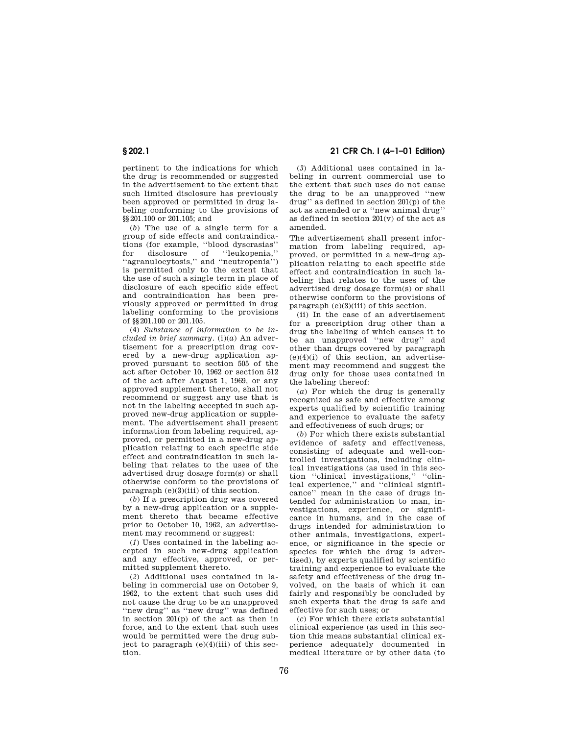pertinent to the indications for which the drug is recommended or suggested in the advertisement to the extent that such limited disclosure has previously been approved or permitted in drug labeling conforming to the provisions of §§201.100 or 201.105; and

(*b*) The use of a single term for a group of side effects and contraindications (for example, ''blood dyscrasias'' for disclosure of ''leukopenia,'' ''agranulocytosis,'' and ''neutropenia'') is permitted only to the extent that the use of such a single term in place of disclosure of each specific side effect and contraindication has been previously approved or permitted in drug labeling conforming to the provisions of §§201.100 or 201.105.

(4) *Substance of information to be included in brief summary.* (i)(*a*) An advertisement for a prescription drug covered by a new-drug application approved pursuant to section 505 of the act after October 10, 1962 or section 512 of the act after August 1, 1969, or any approved supplement thereto, shall not recommend or suggest any use that is not in the labeling accepted in such approved new-drug application or supplement. The advertisement shall present information from labeling required, approved, or permitted in a new-drug application relating to each specific side effect and contraindication in such labeling that relates to the uses of the advertised drug dosage form(s) or shall otherwise conform to the provisions of paragraph (e)(3)(iii) of this section.

(*b*) If a prescription drug was covered by a new-drug application or a supplement thereto that became effective prior to October 10, 1962, an advertisement may recommend or suggest:

(*1*) Uses contained in the labeling accepted in such new-drug application and any effective, approved, or permitted supplement thereto.

(*2*) Additional uses contained in labeling in commercial use on October 9, 1962, to the extent that such uses did not cause the drug to be an unapproved ''new drug'' as ''new drug'' was defined in section 201(p) of the act as then in force, and to the extent that such uses would be permitted were the drug subject to paragraph (e)(4)(iii) of this section.

(*3*) Additional uses contained in labeling in current commercial use to the extent that such uses do not cause the drug to be an unapproved ''new drug'' as defined in section 201(p) of the act as amended or a ''new animal drug'' as defined in section 201(v) of the act as amended.

The advertisement shall present information from labeling required, approved, or permitted in a new-drug application relating to each specific side effect and contraindication in such labeling that relates to the uses of the advertised drug dosage form(s) or shall otherwise conform to the provisions of paragraph (e)(3)(iii) of this section.

(ii) In the case of an advertisement for a prescription drug other than a drug the labeling of which causes it to be an unapproved ''new drug'' and other than drugs covered by paragraph (e)(4)(i) of this section, an advertisement may recommend and suggest the drug only for those uses contained in the labeling thereof:

(*a*) For which the drug is generally recognized as safe and effective among experts qualified by scientific training and experience to evaluate the safety and effectiveness of such drugs; or

(*b*) For which there exists substantial evidence of safety and effectiveness, consisting of adequate and well-controlled investigations, including clinical investigations (as used in this section ''clinical investigations,'' ''clinical experience,'' and ''clinical significance'' mean in the case of drugs intended for administration to man, investigations, experience, or significance in humans, and in the case of drugs intended for administration to other animals, investigations, experience, or significance in the specie or species for which the drug is advertised), by experts qualified by scientific training and experience to evaluate the safety and effectiveness of the drug involved, on the basis of which it can fairly and responsibly be concluded by such experts that the drug is safe and effective for such uses; or

(*c*) For which there exists substantial clinical experience (as used in this section this means substantial clinical experience adequately documented in medical literature or by other data (to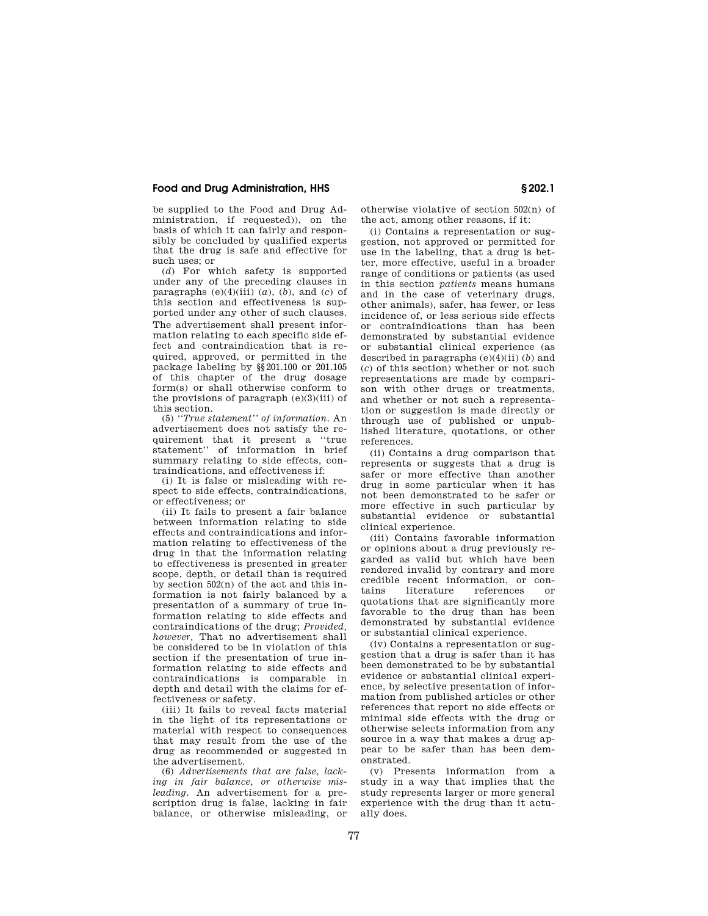be supplied to the Food and Drug Administration, if requested)), on the basis of which it can fairly and responsibly be concluded by qualified experts that the drug is safe and effective for such uses; or

(*d*) For which safety is supported under any of the preceding clauses in paragraphs (e)(4)(iii) (*a*), (*b*), and (*c*) of this section and effectiveness is supported under any other of such clauses. The advertisement shall present information relating to each specific side effect and contraindication that is required, approved, or permitted in the package labeling by §§201.100 or 201.105 of this chapter of the drug dosage form(s) or shall otherwise conform to the provisions of paragraph (e)(3)(iii) of this section.

(5) *''True statement'' of information.* An advertisement does not satisfy the requirement that it present a ''true statement'' of information in brief summary relating to side effects, contraindications, and effectiveness if:

(i) It is false or misleading with respect to side effects, contraindications, or effectiveness; or

(ii) It fails to present a fair balance between information relating to side effects and contraindications and information relating to effectiveness of the drug in that the information relating to effectiveness is presented in greater scope, depth, or detail than is required by section 502(n) of the act and this information is not fairly balanced by a presentation of a summary of true information relating to side effects and contraindications of the drug; *Provided, however,* That no advertisement shall be considered to be in violation of this section if the presentation of true information relating to side effects and contraindications is comparable in depth and detail with the claims for effectiveness or safety.

(iii) It fails to reveal facts material in the light of its representations or material with respect to consequences that may result from the use of the drug as recommended or suggested in the advertisement.

(6) *Advertisements that are false, lacking in fair balance, or otherwise misleading.* An advertisement for a prescription drug is false, lacking in fair balance, or otherwise misleading, or otherwise violative of section 502(n) of the act, among other reasons, if it:

(i) Contains a representation or suggestion, not approved or permitted for use in the labeling, that a drug is better, more effective, useful in a broader range of conditions or patients (as used in this section *patients* means humans and in the case of veterinary drugs, other animals), safer, has fewer, or less incidence of, or less serious side effects or contraindications than has been demonstrated by substantial evidence or substantial clinical experience (as described in paragraphs (e)(4)(ii) (*b*) and (*c*) of this section) whether or not such representations are made by comparison with other drugs or treatments, and whether or not such a representation or suggestion is made directly or through use of published or unpublished literature, quotations, or other references.

(ii) Contains a drug comparison that represents or suggests that a drug is safer or more effective than another drug in some particular when it has not been demonstrated to be safer or more effective in such particular by substantial evidence or substantial clinical experience.

(iii) Contains favorable information or opinions about a drug previously regarded as valid but which have been rendered invalid by contrary and more credible recent information, or contains literature references or quotations that are significantly more favorable to the drug than has been demonstrated by substantial evidence or substantial clinical experience.

(iv) Contains a representation or suggestion that a drug is safer than it has been demonstrated to be by substantial evidence or substantial clinical experience, by selective presentation of information from published articles or other references that report no side effects or minimal side effects with the drug or otherwise selects information from any source in a way that makes a drug appear to be safer than has been demonstrated.

(v) Presents information from a study in a way that implies that the study represents larger or more general experience with the drug than it actually does.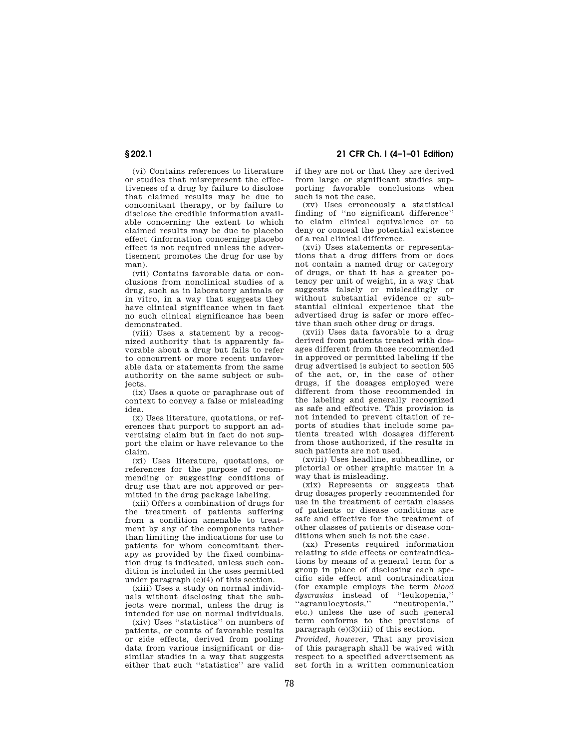(vi) Contains references to literature or studies that misrepresent the effectiveness of a drug by failure to disclose that claimed results may be due to concomitant therapy, or by failure to disclose the credible information available concerning the extent to which claimed results may be due to placebo effect (information concerning placebo effect is not required unless the advertisement promotes the drug for use by man).

(vii) Contains favorable data or conclusions from nonclinical studies of a drug, such as in laboratory animals or in vitro, in a way that suggests they have clinical significance when in fact no such clinical significance has been demonstrated.

(viii) Uses a statement by a recognized authority that is apparently favorable about a drug but fails to refer to concurrent or more recent unfavorable data or statements from the same authority on the same subject or subjects.

(ix) Uses a quote or paraphrase out of context to convey a false or misleading idea.

(x) Uses literature, quotations, or references that purport to support an advertising claim but in fact do not support the claim or have relevance to the claim.

(xi) Uses literature, quotations, or references for the purpose of recommending or suggesting conditions of drug use that are not approved or permitted in the drug package labeling.

(xii) Offers a combination of drugs for the treatment of patients suffering from a condition amenable to treatment by any of the components rather than limiting the indications for use to patients for whom concomitant therapy as provided by the fixed combination drug is indicated, unless such condition is included in the uses permitted under paragraph (e)(4) of this section.

(xiii) Uses a study on normal individuals without disclosing that the subjects were normal, unless the drug is intended for use on normal individuals.

(xiv) Uses ''statistics'' on numbers of patients, or counts of favorable results or side effects, derived from pooling data from various insignificant or dissimilar studies in a way that suggests either that such ''statistics'' are valid if they are not or that they are derived from large or significant studies supporting favorable conclusions when such is not the case.

(xv) Uses erroneously a statistical finding of ''no significant difference'' to claim clinical equivalence or to deny or conceal the potential existence of a real clinical difference.

(xvi) Uses statements or representations that a drug differs from or does not contain a named drug or category of drugs, or that it has a greater potency per unit of weight, in a way that suggests falsely or misleadingly or without substantial evidence or substantial clinical experience that the advertised drug is safer or more effective than such other drug or drugs.

(xvii) Uses data favorable to a drug derived from patients treated with dosages different from those recommended in approved or permitted labeling if the drug advertised is subject to section 505 of the act, or, in the case of other drugs, if the dosages employed were different from those recommended in the labeling and generally recognized as safe and effective. This provision is not intended to prevent citation of reports of studies that include some patients treated with dosages different from those authorized, if the results in such patients are not used.

(xviii) Uses headline, subheadline, or pictorial or other graphic matter in a way that is misleading.

(xix) Represents or suggests that drug dosages properly recommended for use in the treatment of certain classes of patients or disease conditions are safe and effective for the treatment of other classes of patients or disease conditions when such is not the case.

(xx) Presents required information relating to side effects or contraindications by means of a general term for a group in place of disclosing each specific side effect and contraindication (for example employs the term *blood dyscrasias* instead of ''leukopenia,'' ''agranulocytosis,'' ''neutropenia,'' etc.) unless the use of such general term conforms to the provisions of paragraph (e)(3)(iii) of this section.

*Provided, however,* That any provision of this paragraph shall be waived with respect to a specified advertisement as set forth in a written communication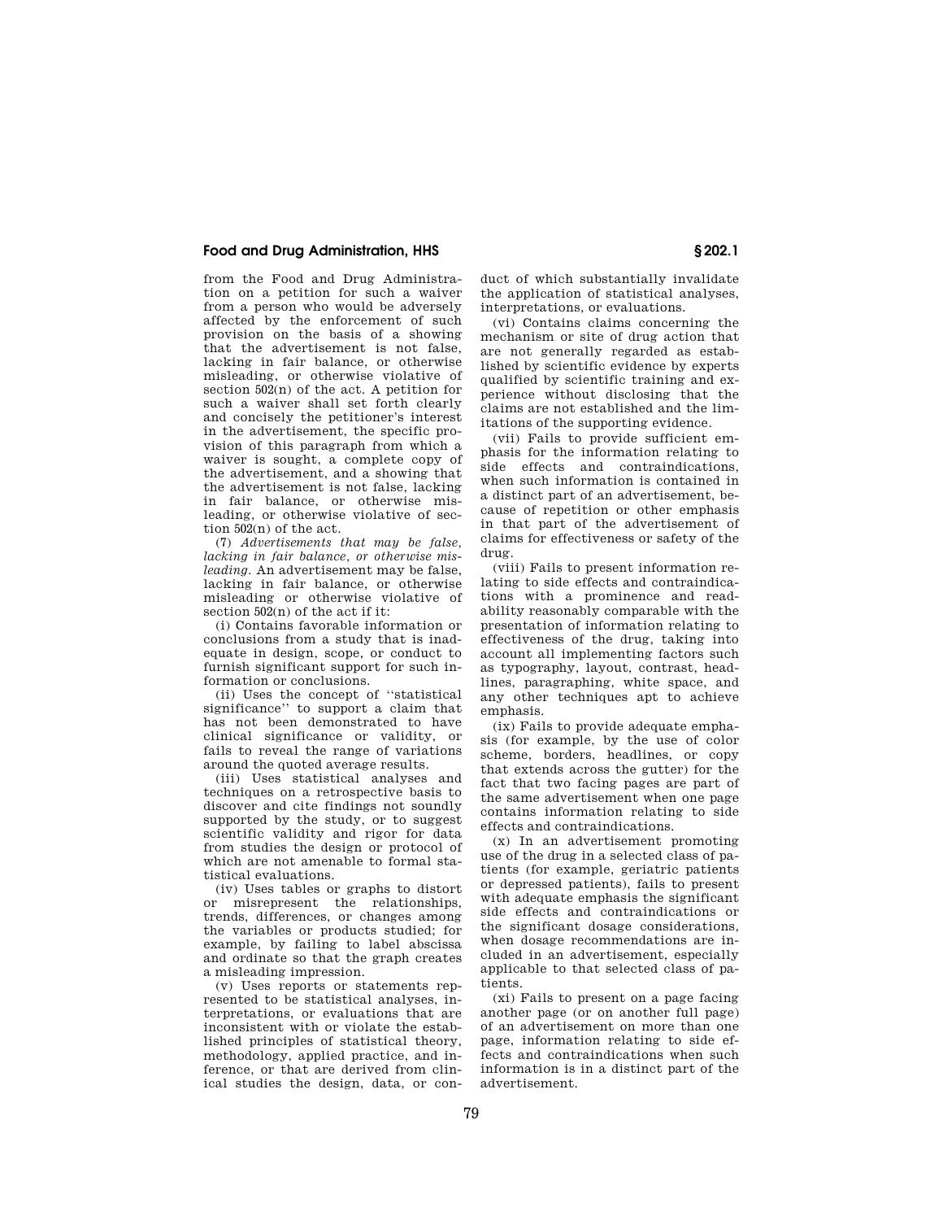from the Food and Drug Administration on a petition for such a waiver from a person who would be adversely affected by the enforcement of such provision on the basis of a showing that the advertisement is not false, lacking in fair balance, or otherwise misleading, or otherwise violative of section 502(n) of the act. A petition for such a waiver shall set forth clearly and concisely the petitioner's interest in the advertisement, the specific provision of this paragraph from which a waiver is sought, a complete copy of the advertisement, and a showing that the advertisement is not false, lacking in fair balance, or otherwise misleading, or otherwise violative of section 502(n) of the act.

(7) *Advertisements that may be false, lacking in fair balance, or otherwise misleading.* An advertisement may be false, lacking in fair balance, or otherwise misleading or otherwise violative of section 502(n) of the act if it:

(i) Contains favorable information or conclusions from a study that is inadequate in design, scope, or conduct to furnish significant support for such information or conclusions.

(ii) Uses the concept of ''statistical significance'' to support a claim that has not been demonstrated to have clinical significance or validity, or fails to reveal the range of variations around the quoted average results.

(iii) Uses statistical analyses and techniques on a retrospective basis to discover and cite findings not soundly supported by the study, or to suggest scientific validity and rigor for data from studies the design or protocol of which are not amenable to formal statistical evaluations.

(iv) Uses tables or graphs to distort or misrepresent the relationships, trends, differences, or changes among the variables or products studied; for example, by failing to label abscissa and ordinate so that the graph creates a misleading impression.

(v) Uses reports or statements represented to be statistical analyses, interpretations, or evaluations that are inconsistent with or violate the established principles of statistical theory, methodology, applied practice, and inference, or that are derived from clinical studies the design, data, or conduct of which substantially invalidate the application of statistical analyses, interpretations, or evaluations.

(vi) Contains claims concerning the mechanism or site of drug action that are not generally regarded as established by scientific evidence by experts qualified by scientific training and experience without disclosing that the claims are not established and the limitations of the supporting evidence.

(vii) Fails to provide sufficient emphasis for the information relating to side effects and contraindications, when such information is contained in a distinct part of an advertisement, because of repetition or other emphasis in that part of the advertisement of claims for effectiveness or safety of the drug.

(viii) Fails to present information relating to side effects and contraindications with a prominence and readability reasonably comparable with the presentation of information relating to effectiveness of the drug, taking into account all implementing factors such as typography, layout, contrast, headlines, paragraphing, white space, and any other techniques apt to achieve emphasis.

(ix) Fails to provide adequate emphasis (for example, by the use of color scheme, borders, headlines, or copy that extends across the gutter) for the fact that two facing pages are part of the same advertisement when one page contains information relating to side effects and contraindications.

(x) In an advertisement promoting use of the drug in a selected class of patients (for example, geriatric patients or depressed patients), fails to present with adequate emphasis the significant side effects and contraindications or the significant dosage considerations, when dosage recommendations are included in an advertisement, especially applicable to that selected class of patients.

(xi) Fails to present on a page facing another page (or on another full page) of an advertisement on more than one page, information relating to side effects and contraindications when such information is in a distinct part of the advertisement.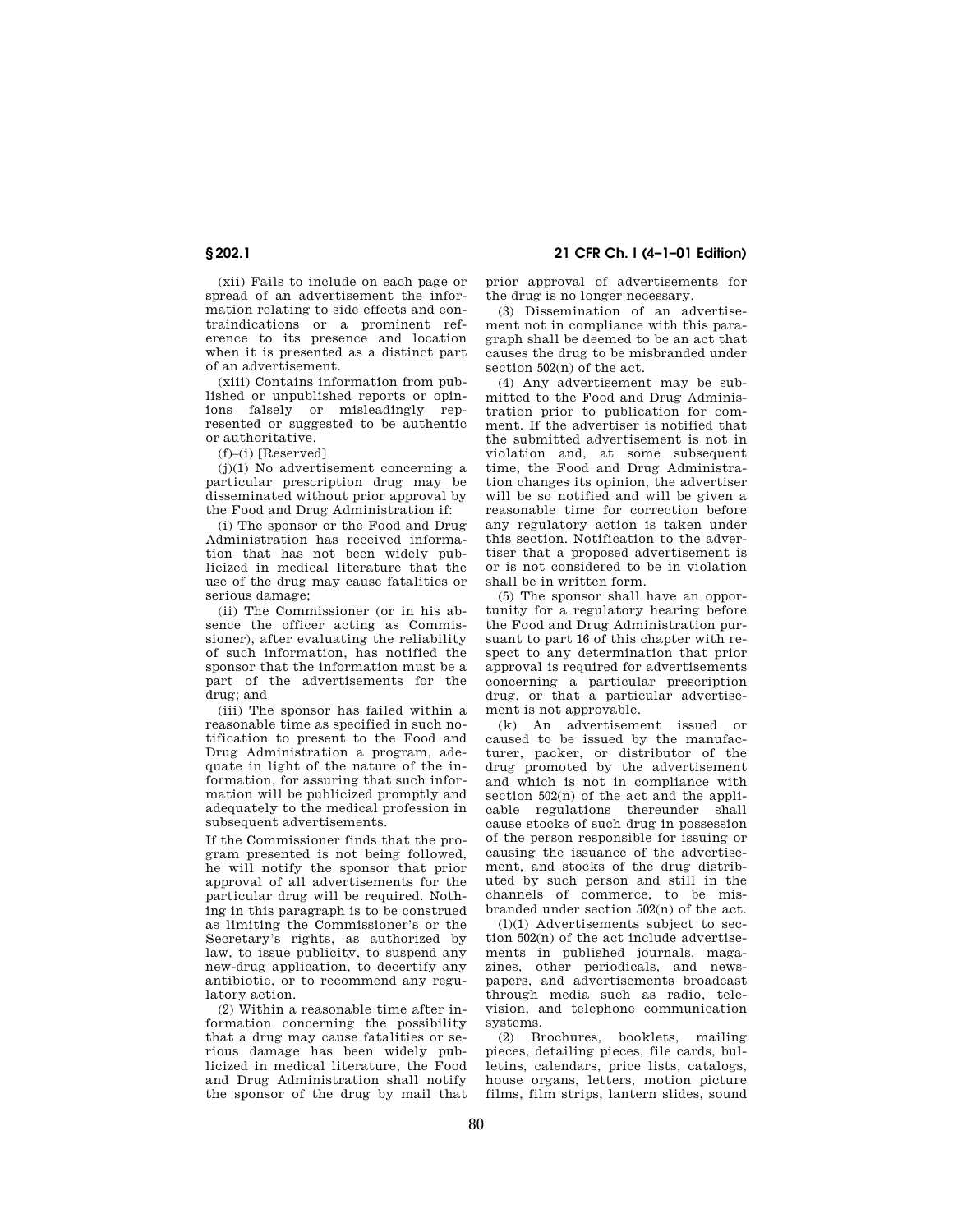(xii) Fails to include on each page or spread of an advertisement the information relating to side effects and contraindications or a prominent reference to its presence and location when it is presented as a distinct part of an advertisement.

(xiii) Contains information from published or unpublished reports or opinions falsely or misleadingly represented or suggested to be authentic or authoritative.

(f)–(i) [Reserved]

(j)(1) No advertisement concerning a particular prescription drug may be disseminated without prior approval by the Food and Drug Administration if:

(i) The sponsor or the Food and Drug Administration has received information that has not been widely publicized in medical literature that the use of the drug may cause fatalities or serious damage;

(ii) The Commissioner (or in his absence the officer acting as Commissioner), after evaluating the reliability of such information, has notified the sponsor that the information must be a part of the advertisements for the drug; and

(iii) The sponsor has failed within a reasonable time as specified in such notification to present to the Food and Drug Administration a program, adequate in light of the nature of the information, for assuring that such information will be publicized promptly and adequately to the medical profession in subsequent advertisements.

If the Commissioner finds that the program presented is not being followed, he will notify the sponsor that prior approval of all advertisements for the particular drug will be required. Nothing in this paragraph is to be construed as limiting the Commissioner's or the Secretary's rights, as authorized by law, to issue publicity, to suspend any new-drug application, to decertify any antibiotic, or to recommend any regulatory action.

(2) Within a reasonable time after information concerning the possibility that a drug may cause fatalities or serious damage has been widely publicized in medical literature, the Food and Drug Administration shall notify the sponsor of the drug by mail that prior approval of advertisements for the drug is no longer necessary.

(3) Dissemination of an advertisement not in compliance with this paragraph shall be deemed to be an act that causes the drug to be misbranded under section 502(n) of the act.

(4) Any advertisement may be submitted to the Food and Drug Administration prior to publication for comment. If the advertiser is notified that the submitted advertisement is not in violation and, at some subsequent time, the Food and Drug Administration changes its opinion, the advertiser will be so notified and will be given a reasonable time for correction before any regulatory action is taken under this section. Notification to the advertiser that a proposed advertisement is or is not considered to be in violation shall be in written form.

(5) The sponsor shall have an opportunity for a regulatory hearing before the Food and Drug Administration pursuant to part 16 of this chapter with respect to any determination that prior approval is required for advertisements concerning a particular prescription drug, or that a particular advertisement is not approvable.

(k) An advertisement issued or caused to be issued by the manufacturer, packer, or distributor of the drug promoted by the advertisement and which is not in compliance with section 502(n) of the act and the applicable regulations thereunder shall cause stocks of such drug in possession of the person responsible for issuing or causing the issuance of the advertisement, and stocks of the drug distributed by such person and still in the channels of commerce, to be misbranded under section 502(n) of the act.

(l)(1) Advertisements subject to section 502(n) of the act include advertisements in published journals, magazines, other periodicals, and newspapers, and advertisements broadcast through media such as radio, television, and telephone communication systems.

(2) Brochures, booklets, mailing pieces, detailing pieces, file cards, bulletins, calendars, price lists, catalogs, house organs, letters, motion picture films, film strips, lantern slides, sound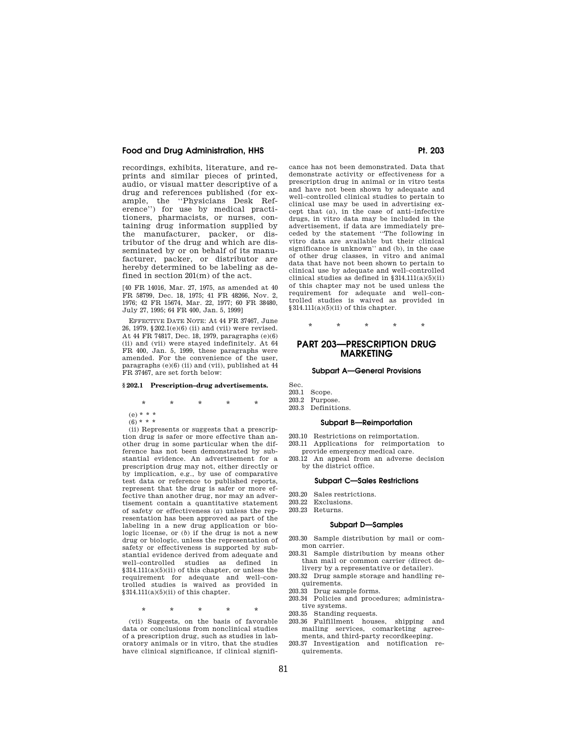recordings, exhibits, literature, and reprints and similar pieces of printed, audio, or visual matter descriptive of a drug and references published (for example, the ''Physicians Desk Reference'') for use by medical practitioners, pharmacists, or nurses, containing drug information supplied by the manufacturer, packer, or distributor of the drug and which are disseminated by or on behalf of its manufacturer, packer, or distributor are hereby determined to be labeling as defined in section 201(m) of the act.

[40 FR 14016, Mar. 27, 1975, as amended at 40 FR 58799, Dec. 18, 1975; 41 FR 48266, Nov. 2, 1976; 42 FR 15674, Mar. 22, 1977; 60 FR 38480, July 27, 1995; 64 FR 400, Jan. 5, 1999]

EFFECTIVE DATE NOTE: At 44 FR 37467, June 26, 1979, §202.1(e)(6) (ii) and (vii) were revised. At 44 FR 74817, Dec. 18, 1979, paragraphs (e)(6) (ii) and (vii) were stayed indefinitely. At 64 FR 400, Jan. 5, 1999, these paragraphs were amended. For the convenience of the user, paragraphs (e)(6) (ii) and (vii), published at 44 FR 37467, are set forth below:

**§ 202.1 Prescription–drug advertisements.**

\* \* \* \* \*

(e) \* \* \*

(6) \* \* \*

(ii) Represents or suggests that a prescription drug is safer or more effective than another drug in some particular when the difference has not been demonstrated by substantial evidence. An advertisement for a prescription drug may not, either directly or by implication, e.g., by use of comparative test data or reference to published reports, represent that the drug is safer or more effective than another drug, nor may an advertisement contain a quantitative statement of safety or effectiveness (*a*) unless the representation has been approved as part of the labeling in a new drug application or biologic license, or (*b*) if the drug is not a new drug or biologic, unless the representation of safety or effectiveness is supported by substantial evidence derived from adequate and well–controlled studies as defined in §314.111(a)(5)(ii) of this chapter, or unless the requirement for adequate and well–controlled studies is waived as provided in §314.111(a)(5)(ii) of this chapter.

\* \* \* \* \*

(vii) Suggests, on the basis of favorable data or conclusions from nonclinical studies of a prescription drug, such as studies in laboratory animals or in vitro, that the studies have clinical significance, if clinical significance has not been demonstrated. Data that demonstrate activity or effectiveness for a prescription drug in animal or in vitro tests and have not been shown by adequate and well–controlled clinical studies to pertain to clinical use may be used in advertising except that (*a*), in the case of anti–infective drugs, in vitro data may be included in the advertisement, if data are immediately preceded by the statement ''The following in vitro data are available but their clinical significance is unknown'' and (b), in the case of other drug classes, in vitro and animal data that have not been shown to pertain to clinical use by adequate and well–controlled clinical studies as defined in §314.111(a)(5)(ii) of this chapter may not be used unless the requirement for adequate and well–controlled studies is waived as provided in §314.111(a)(5)(ii) of this chapter.

\* \* \* \* \*

# PART 203—PRESCRIPTION DRUG MARKETING

### Subpart A—General Provisions

Sec.
203.1 Scope.
203.2 Purpose.
203.3 Definitions.

### Subpart B—Reimportation

203.10 Restrictions on reimportation.
203.11 Applications for reimportation to provide emergency medical care.
203.12 An appeal from an adverse decision by the district office.

### Subpart C—Sales Restrictions

203.20 Sales restrictions.
203.22 Exclusions.
203.23 Returns.

### Subpart D—Samples

203.30 Sample distribution by mail or common carrier.
203.31 Sample distribution by means other than mail or common carrier (direct delivery by a representative or detailer).
203.32 Drug sample storage and handling requirements.
203.33 Drug sample forms.
203.34 Policies and procedures; administrative systems.
203.35 Standing requests.
203.36 Fulfillment houses, shipping and mailing services, comarketing agreements, and third-party recordkeeping.
203.37 Investigation and notification requirements.